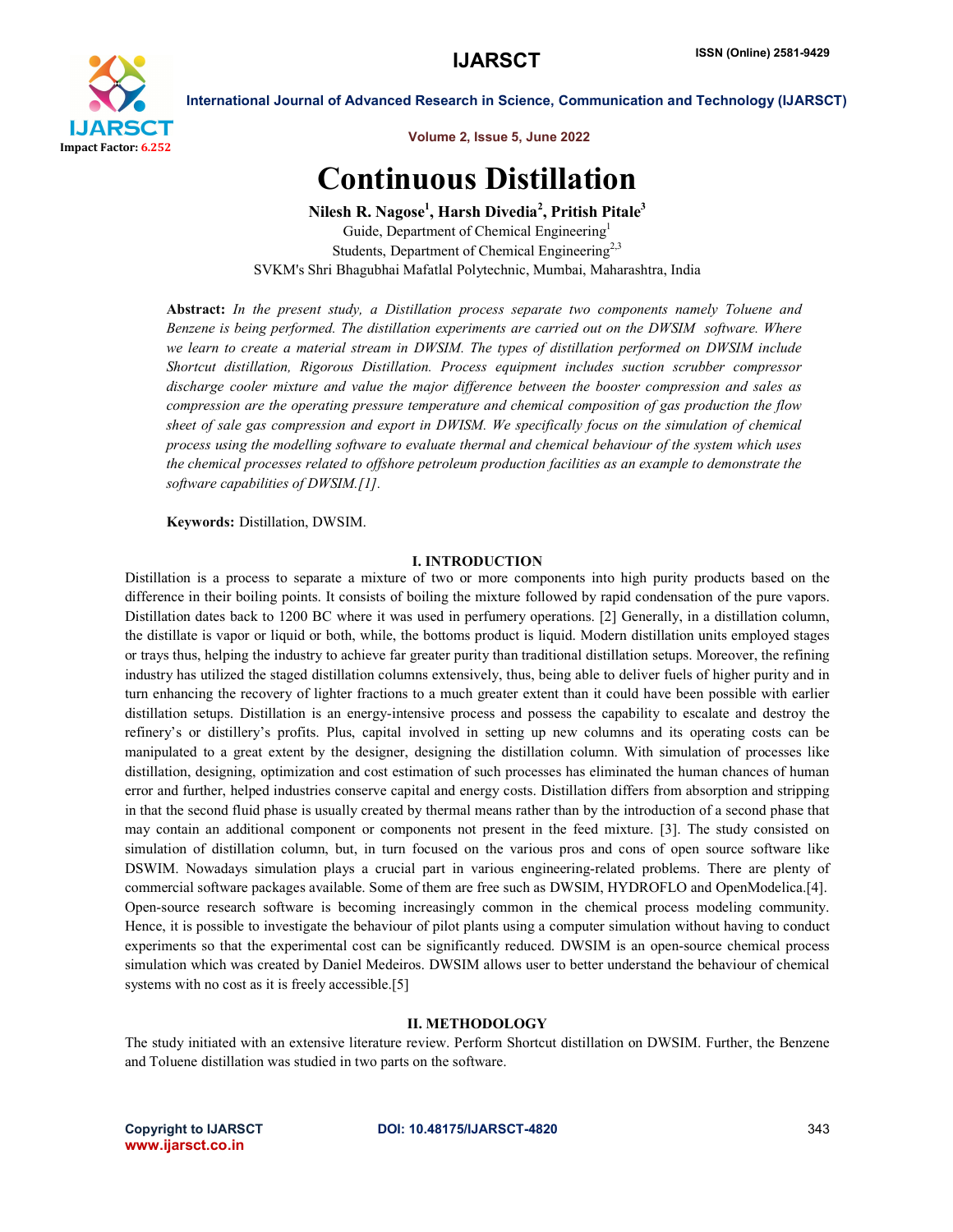# Continuous Distillation

**Nilesh R. Nagose[1], Harsh Divedia[2], Pritish Pitale[3]**

Guide, Department of Chemical Engineering[1]

Students, Department of Chemical Engineering[2,3]

SVKM's Shri Bhagubhai Mafatlal Polytechnic, Mumbai, Maharashtra, India

**Abstract:** *In the present study, a Distillation process separate two components namely Toluene and Benzene is being performed. The distillation experiments are carried out on the DWSIM software. Where we learn to create a material stream in DWSIM. The types of distillation performed on DWSIM include Shortcut distillation, Rigorous Distillation. Process equipment includes suction scrubber compressor discharge cooler mixture and value the major difference between the booster compression and sales as compression are the operating pressure temperature and chemical composition of gas production the flow sheet of sale gas compression and export in DWISM. We specifically focus on the simulation of chemical process using the modelling software to evaluate thermal and chemical behaviour of the system which uses the chemical processes related to offshore petroleum production facilities as an example to demonstrate the software capabilities of DWSIM.[1].*

**Keywords:** Distillation, DWSIM.

## I. INTRODUCTION

Distillation is a process to separate a mixture of two or more components into high purity products based on the difference in their boiling points. It consists of boiling the mixture followed by rapid condensation of the pure vapors. Distillation dates back to 1200 BC where it was used in perfumery operations. [2] Generally, in a distillation column, the distillate is vapor or liquid or both, while, the bottoms product is liquid. Modern distillation units employed stages or trays thus, helping the industry to achieve far greater purity than traditional distillation setups. Moreover, the refining industry has utilized the staged distillation columns extensively, thus, being able to deliver fuels of higher purity and in turn enhancing the recovery of lighter fractions to a much greater extent than it could have been possible with earlier distillation setups. Distillation is an energy-intensive process and possess the capability to escalate and destroy the refinery's or distillery's profits. Plus, capital involved in setting up new columns and its operating costs can be manipulated to a great extent by the designer, designing the distillation column. With simulation of processes like distillation, designing, optimization and cost estimation of such processes has eliminated the human chances of human error and further, helped industries conserve capital and energy costs. Distillation differs from absorption and stripping in that the second fluid phase is usually created by thermal means rather than by the introduction of a second phase that may contain an additional component or components not present in the feed mixture. [3]. The study consisted on simulation of distillation column, but, in turn focused on the various pros and cons of open source software like DSWIM. Nowadays simulation plays a crucial part in various engineering-related problems. There are plenty of commercial software packages available. Some of them are free such as DWSIM, HYDROFLO and OpenModelica.[4]. Open-source research software is becoming increasingly common in the chemical process modeling community. Hence, it is possible to investigate the behaviour of pilot plants using a computer simulation without having to conduct experiments so that the experimental cost can be significantly reduced. DWSIM is an open-source chemical process simulation which was created by Daniel Medeiros. DWSIM allows user to better understand the behaviour of chemical systems with no cost as it is freely accessible.[5]

## II. METHODOLOGY

The study initiated with an extensive literature review. Perform Shortcut distillation on DWSIM. Further, the Benzene and Toluene distillation was studied in two parts on the software.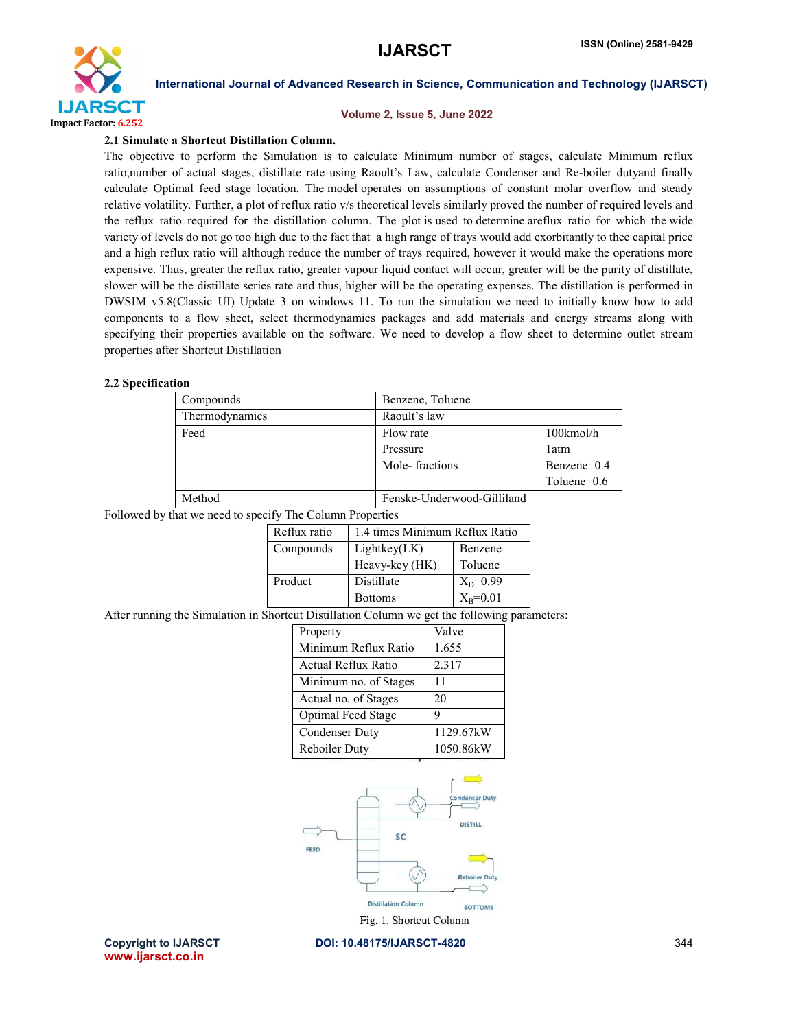### 2.1 Simulate a Shortcut Distillation Column.

The objective to perform the Simulation is to calculate Minimum number of stages, calculate Minimum reflux ratio,number of actual stages, distillate rate using Raoult's Law, calculate Condenser and Re-boiler dutyand finally calculate Optimal feed stage location. The model operates on assumptions of constant molar overflow and steady relative volatility. Further, a plot of reflux ratio v/s theoretical levels similarly proved the number of required levels and the reflux ratio required for the distillation column. The plot is used to determine areflux ratio for which the wide variety of levels do not go too high due to the fact that a high range of trays would add exorbitantly to thee capital price and a high reflux ratio will although reduce the number of trays required, however it would make the operations more expensive. Thus, greater the reflux ratio, greater vapour liquid contact will occur, greater will be the purity of distillate, slower will be the distillate series rate and thus, higher will be the operating expenses. The distillation is performed in DWSIM v5.8(Classic UI) Update 3 on windows 11. To run the simulation we need to initially know how to add components to a flow sheet, select thermodynamics packages and add materials and energy streams along with specifying their properties available on the software. We need to develop a flow sheet to determine outlet stream properties after Shortcut Distillation

### 2.2 Specification

| Compounds | Benzene, Toluene | |
|---|---|---|
| Thermodynamics | Raoult's law | |
| Feed | Flow rate<br>Pressure<br>Mole- fractions | 100kmol/h<br>1atm<br>Benzene=0.4<br>Toluene=0.6 |
| Method | Fenske-Underwood-Gilliland | |

Followed by that we need to specify The Column Properties

| Reflux ratio | 1.4 times Minimum Reflux Ratio | |
|---|---|---|
| Compounds | Lightkey(LK) | Benzene |
| | Heavy-key (HK) | Toluene |
| Product | Distillate | $X_D$=0.99 |
| | Bottoms | $X_B$=0.01 |

After running the Simulation in Shortcut Distillation Column we get the following parameters:

| Property | Valve |
|---|---|
| Minimum Reflux Ratio | 1.655 |
| Actual Reflux Ratio | 2.317 |
| Minimum no. of Stages | 11 |
| Actual no. of Stages | 20 |
| Optimal Feed Stage | 9 |
| Condenser Duty | 1129.67kW |
| Reboiler Duty | 1050.86kW |

Fig. 1. Shortcut Column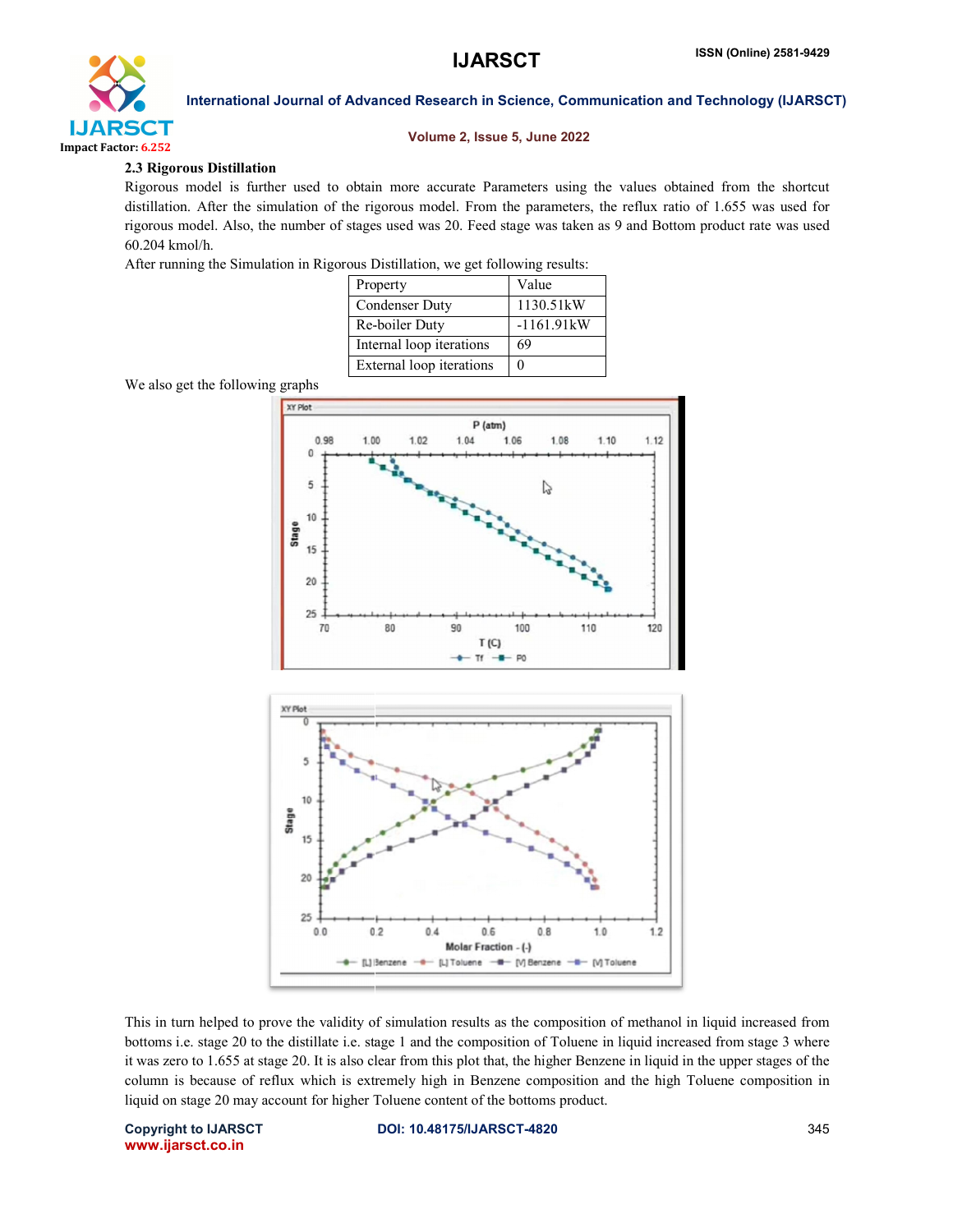### 2.3 Rigorous Distillation

Rigorous model is further used to obtain more accurate Parameters using the values obtained from the shortcut distillation. After the simulation of the rigorous model. From the parameters, the reflux ratio of 1.655 was used for rigorous model. Also, the number of stages used was 20. Feed stage was taken as 9 and Bottom product rate was used 60.204 kmol/h.

After running the Simulation in Rigorous Distillation, we get following results:

| Property | Value |
|---|---|
| Condenser Duty | 1130.51kW |
| Re-boiler Duty | -1161.91kW |
| Internal loop iterations | 69 |
| External loop iterations | 0 |

We also get the following graphs

This in turn helped to prove the validity of simulation results as the composition of methanol in liquid increased from bottoms i.e. stage 20 to the distillate i.e. stage 1 and the composition of Toluene in liquid increased from stage 3 where it was zero to 1.655 at stage 20. It is also clear from this plot that, the higher Benzene in liquid in the upper stages of the column is because of reflux which is extremely high in Benzene composition and the high Toluene composition in liquid on stage 20 may account for higher Toluene content of the bottoms product.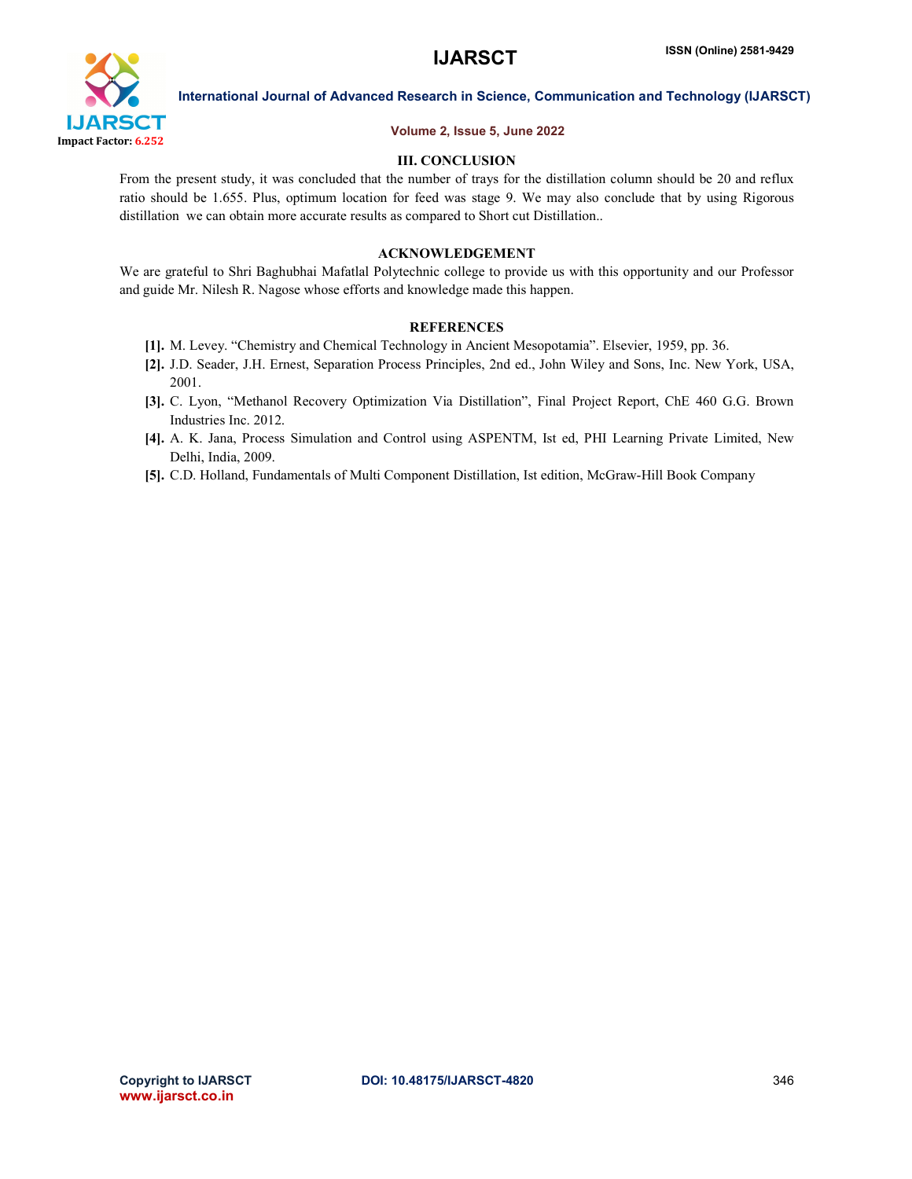## III. CONCLUSION

From the present study, it was concluded that the number of trays for the distillation column should be 20 and reflux ratio should be 1.655. Plus, optimum location for feed was stage 9. We may also conclude that by using Rigorous distillation we can obtain more accurate results as compared to Short cut Distillation..

## ACKNOWLEDGEMENT

We are grateful to Shri Baghubhai Mafatlal Polytechnic college to provide us with this opportunity and our Professor and guide Mr. Nilesh R. Nagose whose efforts and knowledge made this happen.

## REFERENCES

- **[1].** M. Levey. "Chemistry and Chemical Technology in Ancient Mesopotamia". Elsevier, 1959, pp. 36.
- **[2].** J.D. Seader, J.H. Ernest, Separation Process Principles, 2nd ed., John Wiley and Sons, Inc. New York, USA, 2001.
- **[3].** C. Lyon, "Methanol Recovery Optimization Via Distillation", Final Project Report, ChE 460 G.G. Brown Industries Inc. 2012.
- **[4].** A. K. Jana, Process Simulation and Control using ASPENTM, Ist ed, PHI Learning Private Limited, New Delhi, India, 2009.
- **[5].** C.D. Holland, Fundamentals of Multi Component Distillation, Ist edition, McGraw-Hill Book Company